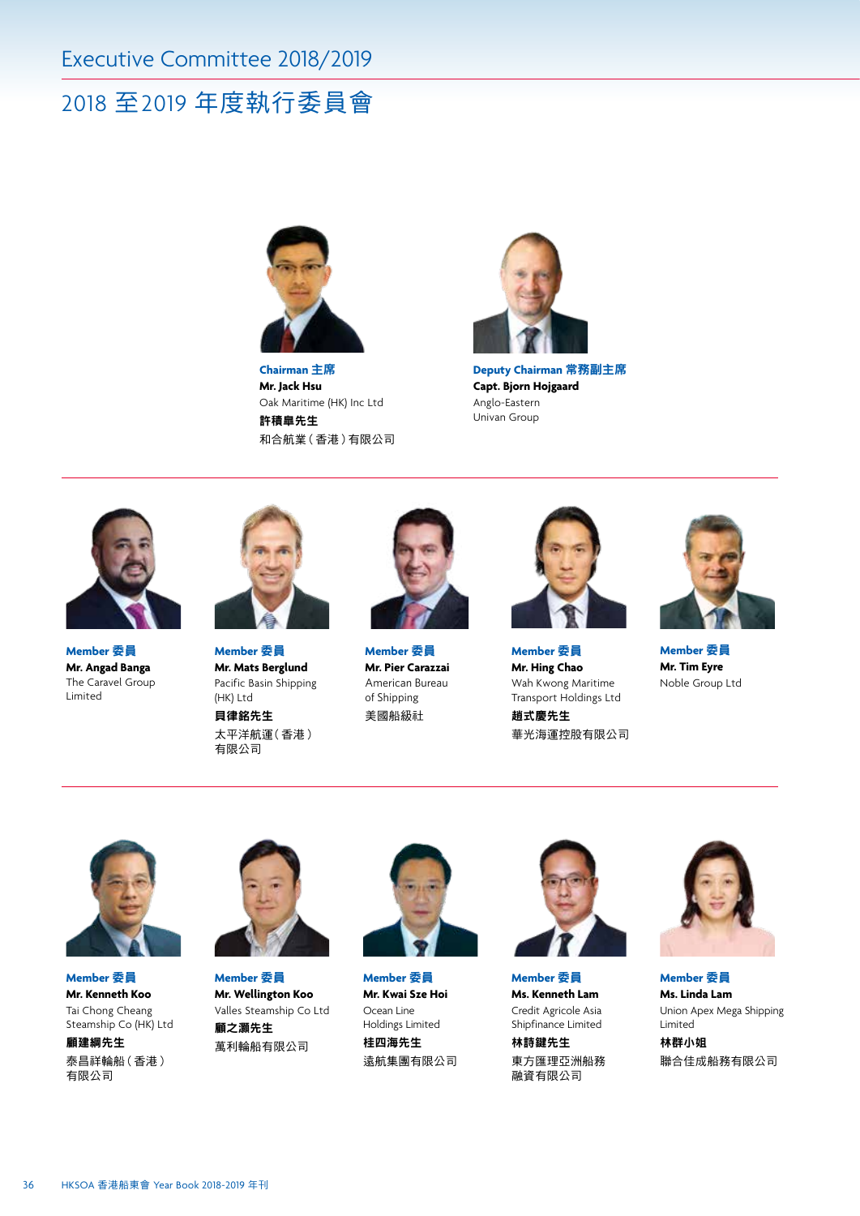# Executive Committee 2018/2019

# 2018 至2019 年度執行委員會

**Chairman 主席**
**Mr. Jack Hsu**
Oak Maritime (HK) Inc Ltd
**許積皐先生**
和合航業（香港）有限公司

**Deputy Chairman 常務副主席**
**Capt. Bjorn Hojgaard**
Anglo-Eastern
Univan Group

---

**Member 委員**
**Mr. Angad Banga**
The Caravel Group Limited

**Member 委員**
**Mr. Mats Berglund**
Pacific Basin Shipping (HK) Ltd
**貝律銘先生**
太平洋航運（香港）有限公司

**Member 委員**
**Mr. Pier Carazzai**
American Bureau of Shipping
美國船級社

**Member 委員**
**Mr. Hing Chao**
Wah Kwong Maritime Transport Holdings Ltd
**趙式慶先生**
華光海運控股有限公司

**Member 委員**
**Mr. Tim Eyre**
Noble Group Ltd

---

**Member 委員**
**Mr. Kenneth Koo**
Tai Chong Cheang Steamship Co (HK) Ltd
**顧建綱先生**
泰昌祥輪船（香港）有限公司

**Member 委員**
**Mr. Wellington Koo**
Valles Steamship Co Ltd
**顧之灝先生**
萬利輪船有限公司

**Member 委員**
**Mr. Kwai Sze Hoi**
Ocean Line Holdings Limited
**桂四海先生**
遠航集團有限公司

**Member 委員**
**Ms. Kenneth Lam**
Credit Agricole Asia Shipfinance Limited
**林詩鍵先生**
東方匯理亞洲船務融資有限公司

**Member 委員**
**Ms. Linda Lam**
Union Apex Mega Shipping Limited
**林群小姐**
聯合佳成船務有限公司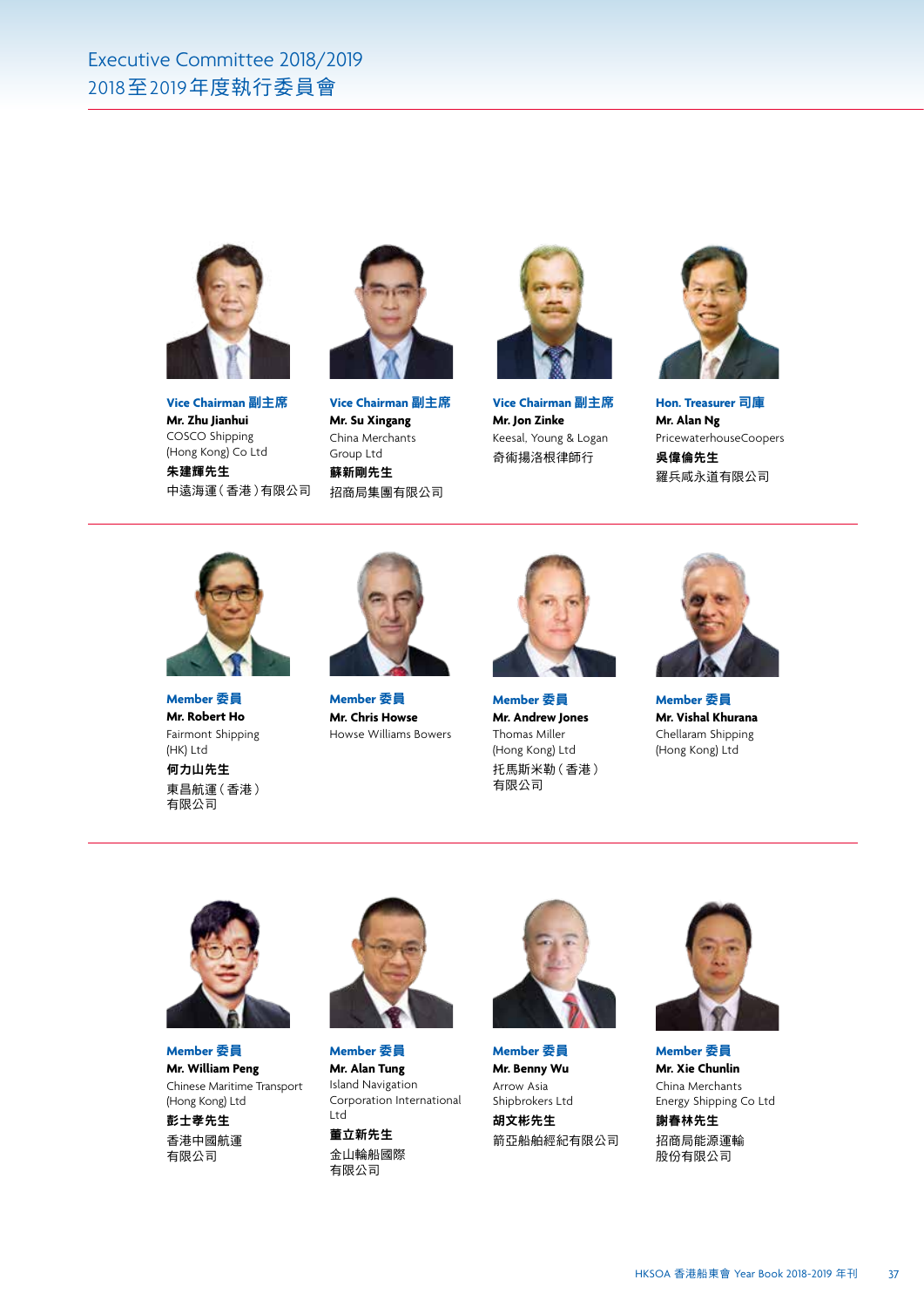# Executive Committee 2018/2019
# 2018至2019年度執行委員會

**Vice Chairman 副主席**
**Mr. Zhu Jianhui**
COSCO Shipping (Hong Kong) Co Ltd
**朱建輝先生**
中遠海運(香港)有限公司

**Vice Chairman 副主席**
**Mr. Su Xingang**
China Merchants Group Ltd
**蘇新剛先生**
招商局集團有限公司

**Vice Chairman 副主席**
**Mr. Jon Zinke**
Keesal, Young & Logan
奇術揚洛根律師行

**Hon. Treasurer 司庫**
**Mr. Alan Ng**
PricewaterhouseCoopers
**吳偉倫先生**
羅兵咸永道有限公司

---

**Member 委員**
**Mr. Robert Ho**
Fairmont Shipping (HK) Ltd
**何力山先生**
東昌航運(香港)有限公司

**Member 委員**
**Mr. Chris Howse**
Howse Williams Bowers

**Member 委員**
**Mr. Andrew Jones**
Thomas Miller (Hong Kong) Ltd
托馬斯米勒(香港)有限公司

**Member 委員**
**Mr. Vishal Khurana**
Chellaram Shipping (Hong Kong) Ltd

---

**Member 委員**
**Mr. William Peng**
Chinese Maritime Transport (Hong Kong) Ltd
**彭士孝先生**
香港中國航運有限公司

**Member 委員**
**Mr. Alan Tung**
Island Navigation Corporation International Ltd
**董立新先生**
金山輪船國際有限公司

**Member 委員**
**Mr. Benny Wu**
Arrow Asia Shipbrokers Ltd
**胡文彬先生**
箭亞船舶經紀有限公司

**Member 委員**
**Mr. Xie Chunlin**
China Merchants Energy Shipping Co Ltd
**謝春林先生**
招商局能源運輸股份有限公司